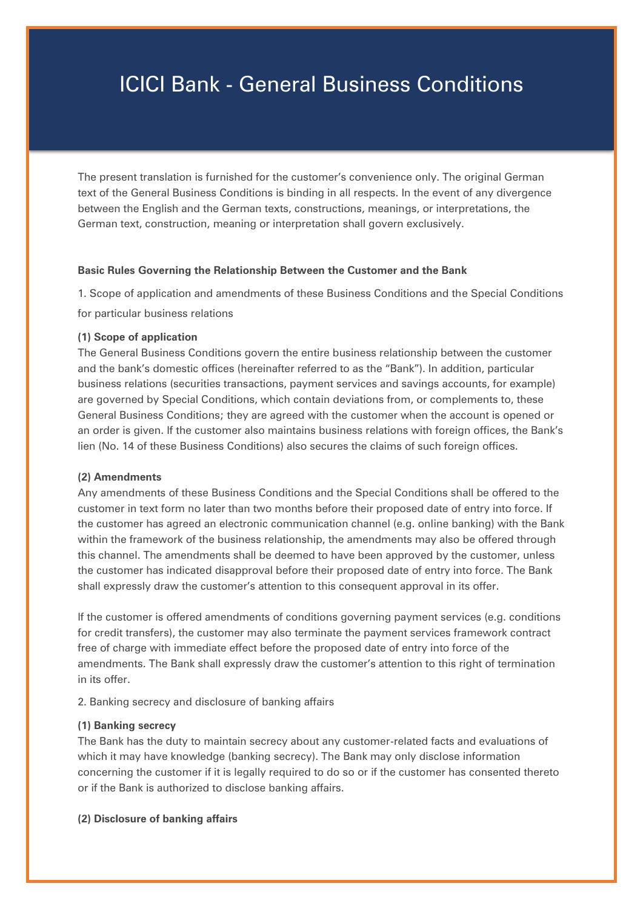# ICICI Bank - General Business Conditions

The present translation is furnished for the customer's convenience only. The original German text of the General Business Conditions is binding in all respects. In the event of any divergence between the English and the German texts, constructions, meanings, or interpretations, the German text, construction, meaning or interpretation shall govern exclusively.

**Basic Rules Governing the Relationship Between the Customer and the Bank**

1. Scope of application and amendments of these Business Conditions and the Special Conditions for particular business relations

**(1) Scope of application**

The General Business Conditions govern the entire business relationship between the customer and the bank's domestic offices (hereinafter referred to as the "Bank"). In addition, particular business relations (securities transactions, payment services and savings accounts, for example) are governed by Special Conditions, which contain deviations from, or complements to, these General Business Conditions; they are agreed with the customer when the account is opened or an order is given. If the customer also maintains business relations with foreign offices, the Bank's lien (No. 14 of these Business Conditions) also secures the claims of such foreign offices.

**(2) Amendments**

Any amendments of these Business Conditions and the Special Conditions shall be offered to the customer in text form no later than two months before their proposed date of entry into force. If the customer has agreed an electronic communication channel (e.g. online banking) with the Bank within the framework of the business relationship, the amendments may also be offered through this channel. The amendments shall be deemed to have been approved by the customer, unless the customer has indicated disapproval before their proposed date of entry into force. The Bank shall expressly draw the customer's attention to this consequent approval in its offer.

If the customer is offered amendments of conditions governing payment services (e.g. conditions for credit transfers), the customer may also terminate the payment services framework contract free of charge with immediate effect before the proposed date of entry into force of the amendments. The Bank shall expressly draw the customer's attention to this right of termination in its offer.

2. Banking secrecy and disclosure of banking affairs

**(1) Banking secrecy**

The Bank has the duty to maintain secrecy about any customer-related facts and evaluations of which it may have knowledge (banking secrecy). The Bank may only disclose information concerning the customer if it is legally required to do so or if the customer has consented thereto or if the Bank is authorized to disclose banking affairs.

**(2) Disclosure of banking affairs**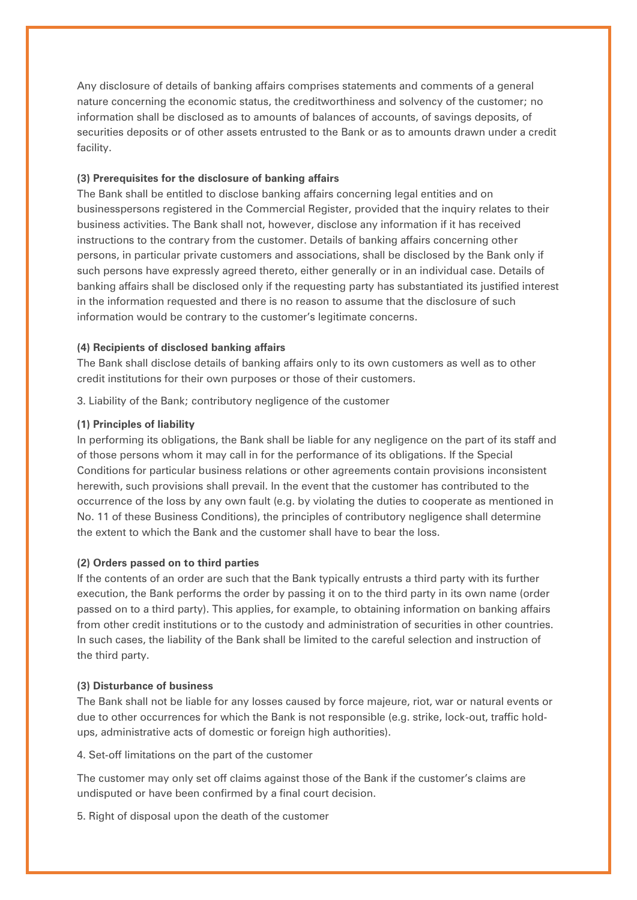Any disclosure of details of banking affairs comprises statements and comments of a general nature concerning the economic status, the creditworthiness and solvency of the customer; no information shall be disclosed as to amounts of balances of accounts, of savings deposits, of securities deposits or of other assets entrusted to the Bank or as to amounts drawn under a credit facility.

**(3) Prerequisites for the disclosure of banking affairs**

The Bank shall be entitled to disclose banking affairs concerning legal entities and on businesspersons registered in the Commercial Register, provided that the inquiry relates to their business activities. The Bank shall not, however, disclose any information if it has received instructions to the contrary from the customer. Details of banking affairs concerning other persons, in particular private customers and associations, shall be disclosed by the Bank only if such persons have expressly agreed thereto, either generally or in an individual case. Details of banking affairs shall be disclosed only if the requesting party has substantiated its justified interest in the information requested and there is no reason to assume that the disclosure of such information would be contrary to the customer's legitimate concerns.

**(4) Recipients of disclosed banking affairs**

The Bank shall disclose details of banking affairs only to its own customers as well as to other credit institutions for their own purposes or those of their customers.

3. Liability of the Bank; contributory negligence of the customer

**(1) Principles of liability**

In performing its obligations, the Bank shall be liable for any negligence on the part of its staff and of those persons whom it may call in for the performance of its obligations. If the Special Conditions for particular business relations or other agreements contain provisions inconsistent herewith, such provisions shall prevail. In the event that the customer has contributed to the occurrence of the loss by any own fault (e.g. by violating the duties to cooperate as mentioned in No. 11 of these Business Conditions), the principles of contributory negligence shall determine the extent to which the Bank and the customer shall have to bear the loss.

**(2) Orders passed on to third parties**

If the contents of an order are such that the Bank typically entrusts a third party with its further execution, the Bank performs the order by passing it on to the third party in its own name (order passed on to a third party). This applies, for example, to obtaining information on banking affairs from other credit institutions or to the custody and administration of securities in other countries. In such cases, the liability of the Bank shall be limited to the careful selection and instruction of the third party.

**(3) Disturbance of business**

The Bank shall not be liable for any losses caused by force majeure, riot, war or natural events or due to other occurrences for which the Bank is not responsible (e.g. strike, lock-out, traffic hold-ups, administrative acts of domestic or foreign high authorities).

4. Set-off limitations on the part of the customer

The customer may only set off claims against those of the Bank if the customer's claims are undisputed or have been confirmed by a final court decision.

5. Right of disposal upon the death of the customer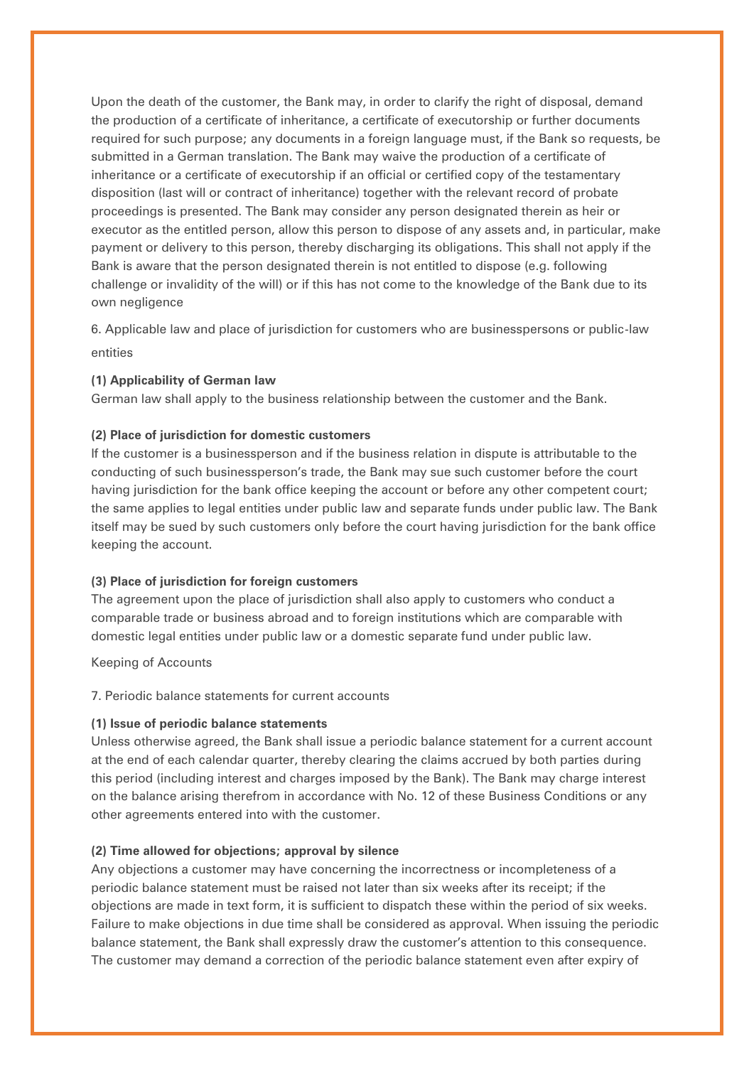Upon the death of the customer, the Bank may, in order to clarify the right of disposal, demand the production of a certificate of inheritance, a certificate of executorship or further documents required for such purpose; any documents in a foreign language must, if the Bank so requests, be submitted in a German translation. The Bank may waive the production of a certificate of inheritance or a certificate of executorship if an official or certified copy of the testamentary disposition (last will or contract of inheritance) together with the relevant record of probate proceedings is presented. The Bank may consider any person designated therein as heir or executor as the entitled person, allow this person to dispose of any assets and, in particular, make payment or delivery to this person, thereby discharging its obligations. This shall not apply if the Bank is aware that the person designated therein is not entitled to dispose (e.g. following challenge or invalidity of the will) or if this has not come to the knowledge of the Bank due to its own negligence

## 6. Applicable law and place of jurisdiction for customers who are businesspersons or public-law entities

**(1) Applicability of German law**
German law shall apply to the business relationship between the customer and the Bank.

**(2) Place of jurisdiction for domestic customers**
If the customer is a businessperson and if the business relation in dispute is attributable to the conducting of such businessperson's trade, the Bank may sue such customer before the court having jurisdiction for the bank office keeping the account or before any other competent court; the same applies to legal entities under public law and separate funds under public law. The Bank itself may be sued by such customers only before the court having jurisdiction for the bank office keeping the account.

**(3) Place of jurisdiction for foreign customers**
The agreement upon the place of jurisdiction shall also apply to customers who conduct a comparable trade or business abroad and to foreign institutions which are comparable with domestic legal entities under public law or a domestic separate fund under public law.

# Keeping of Accounts

## 7. Periodic balance statements for current accounts

**(1) Issue of periodic balance statements**
Unless otherwise agreed, the Bank shall issue a periodic balance statement for a current account at the end of each calendar quarter, thereby clearing the claims accrued by both parties during this period (including interest and charges imposed by the Bank). The Bank may charge interest on the balance arising therefrom in accordance with No. 12 of these Business Conditions or any other agreements entered into with the customer.

**(2) Time allowed for objections; approval by silence**
Any objections a customer may have concerning the incorrectness or incompleteness of a periodic balance statement must be raised not later than six weeks after its receipt; if the objections are made in text form, it is sufficient to dispatch these within the period of six weeks. Failure to make objections in due time shall be considered as approval. When issuing the periodic balance statement, the Bank shall expressly draw the customer's attention to this consequence. The customer may demand a correction of the periodic balance statement even after expiry of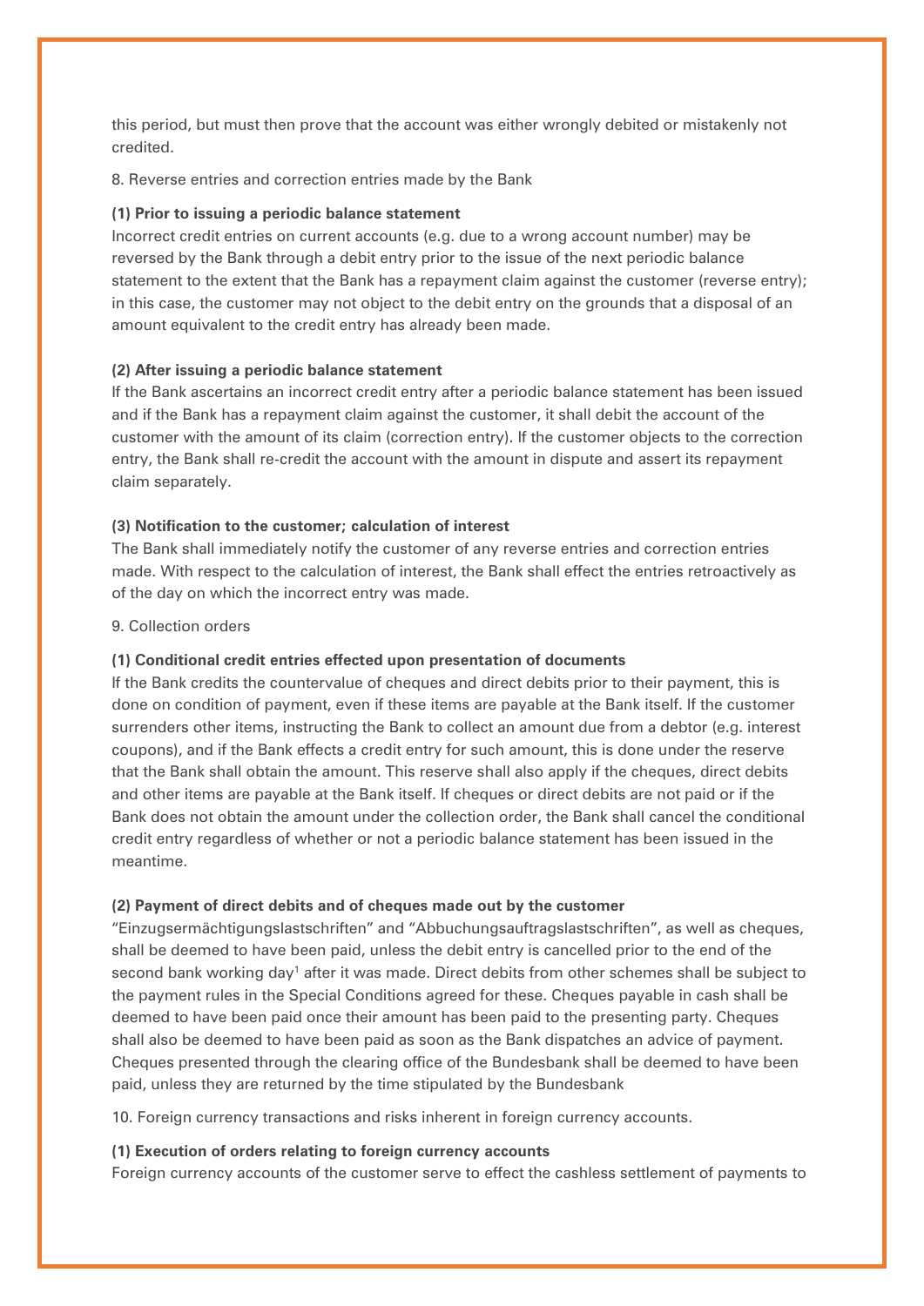this period, but must then prove that the account was either wrongly debited or mistakenly not credited.

8. Reverse entries and correction entries made by the Bank

**(1) Prior to issuing a periodic balance statement**

Incorrect credit entries on current accounts (e.g. due to a wrong account number) may be reversed by the Bank through a debit entry prior to the issue of the next periodic balance statement to the extent that the Bank has a repayment claim against the customer (reverse entry); in this case, the customer may not object to the debit entry on the grounds that a disposal of an amount equivalent to the credit entry has already been made.

**(2) After issuing a periodic balance statement**

If the Bank ascertains an incorrect credit entry after a periodic balance statement has been issued and if the Bank has a repayment claim against the customer, it shall debit the account of the customer with the amount of its claim (correction entry). If the customer objects to the correction entry, the Bank shall re-credit the account with the amount in dispute and assert its repayment claim separately.

**(3) Notification to the customer; calculation of interest**

The Bank shall immediately notify the customer of any reverse entries and correction entries made. With respect to the calculation of interest, the Bank shall effect the entries retroactively as of the day on which the incorrect entry was made.

9. Collection orders

**(1) Conditional credit entries effected upon presentation of documents**

If the Bank credits the countervalue of cheques and direct debits prior to their payment, this is done on condition of payment, even if these items are payable at the Bank itself. If the customer surrenders other items, instructing the Bank to collect an amount due from a debtor (e.g. interest coupons), and if the Bank effects a credit entry for such amount, this is done under the reserve that the Bank shall obtain the amount. This reserve shall also apply if the cheques, direct debits and other items are payable at the Bank itself. If cheques or direct debits are not paid or if the Bank does not obtain the amount under the collection order, the Bank shall cancel the conditional credit entry regardless of whether or not a periodic balance statement has been issued in the meantime.

**(2) Payment of direct debits and of cheques made out by the customer**

"Einzugsermächtigungslastschriften" and "Abbuchungsauftragslastschriften", as well as cheques, shall be deemed to have been paid, unless the debit entry is cancelled prior to the end of the second bank working day[1] after it was made. Direct debits from other schemes shall be subject to the payment rules in the Special Conditions agreed for these. Cheques payable in cash shall be deemed to have been paid once their amount has been paid to the presenting party. Cheques shall also be deemed to have been paid as soon as the Bank dispatches an advice of payment. Cheques presented through the clearing office of the Bundesbank shall be deemed to have been paid, unless they are returned by the time stipulated by the Bundesbank

10. Foreign currency transactions and risks inherent in foreign currency accounts.

**(1) Execution of orders relating to foreign currency accounts**

Foreign currency accounts of the customer serve to effect the cashless settlement of payments to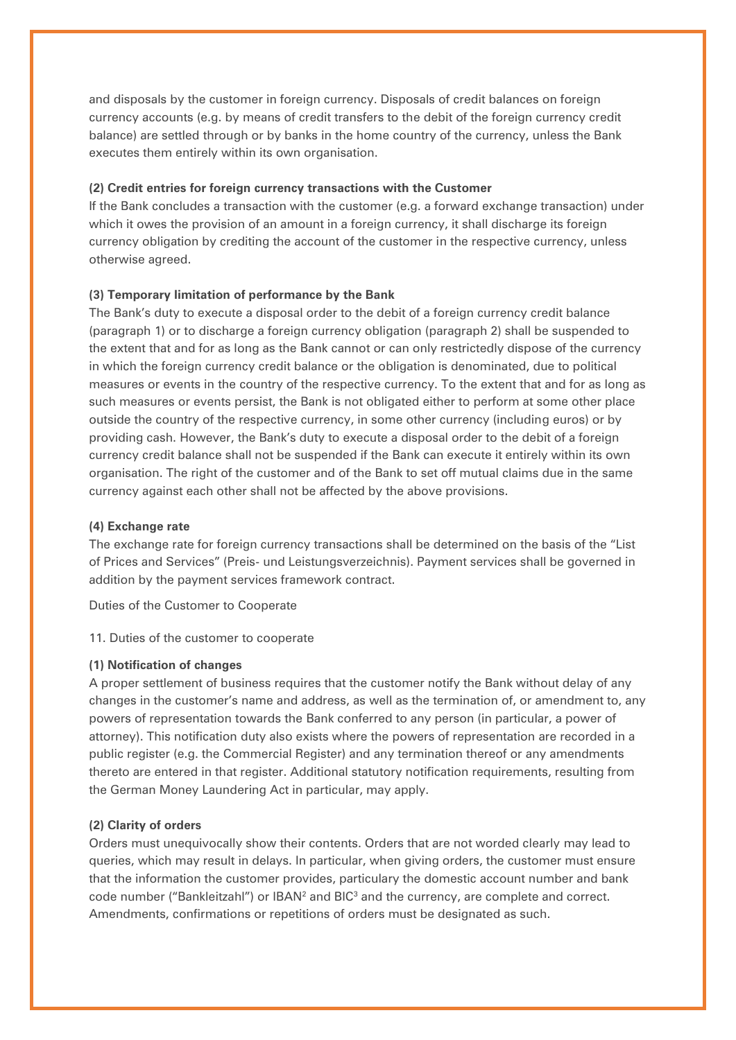and disposals by the customer in foreign currency. Disposals of credit balances on foreign currency accounts (e.g. by means of credit transfers to the debit of the foreign currency credit balance) are settled through or by banks in the home country of the currency, unless the Bank executes them entirely within its own organisation.

**(2) Credit entries for foreign currency transactions with the Customer**

If the Bank concludes a transaction with the customer (e.g. a forward exchange transaction) under which it owes the provision of an amount in a foreign currency, it shall discharge its foreign currency obligation by crediting the account of the customer in the respective currency, unless otherwise agreed.

**(3) Temporary limitation of performance by the Bank**

The Bank's duty to execute a disposal order to the debit of a foreign currency credit balance (paragraph 1) or to discharge a foreign currency obligation (paragraph 2) shall be suspended to the extent that and for as long as the Bank cannot or can only restrictedly dispose of the currency in which the foreign currency credit balance or the obligation is denominated, due to political measures or events in the country of the respective currency. To the extent that and for as long as such measures or events persist, the Bank is not obligated either to perform at some other place outside the country of the respective currency, in some other currency (including euros) or by providing cash. However, the Bank's duty to execute a disposal order to the debit of a foreign currency credit balance shall not be suspended if the Bank can execute it entirely within its own organisation. The right of the customer and of the Bank to set off mutual claims due in the same currency against each other shall not be affected by the above provisions.

**(4) Exchange rate**

The exchange rate for foreign currency transactions shall be determined on the basis of the "List of Prices and Services" (Preis- und Leistungsverzeichnis). Payment services shall be governed in addition by the payment services framework contract.

Duties of the Customer to Cooperate

11. Duties of the customer to cooperate

**(1) Notification of changes**

A proper settlement of business requires that the customer notify the Bank without delay of any changes in the customer's name and address, as well as the termination of, or amendment to, any powers of representation towards the Bank conferred to any person (in particular, a power of attorney). This notification duty also exists where the powers of representation are recorded in a public register (e.g. the Commercial Register) and any termination thereof or any amendments thereto are entered in that register. Additional statutory notification requirements, resulting from the German Money Laundering Act in particular, may apply.

**(2) Clarity of orders**

Orders must unequivocally show their contents. Orders that are not worded clearly may lead to queries, which may result in delays. In particular, when giving orders, the customer must ensure that the information the customer provides, particulary the domestic account number and bank code number ("Bankleitzahl") or IBAN[2] and BIC[3] and the currency, are complete and correct. Amendments, confirmations or repetitions of orders must be designated as such.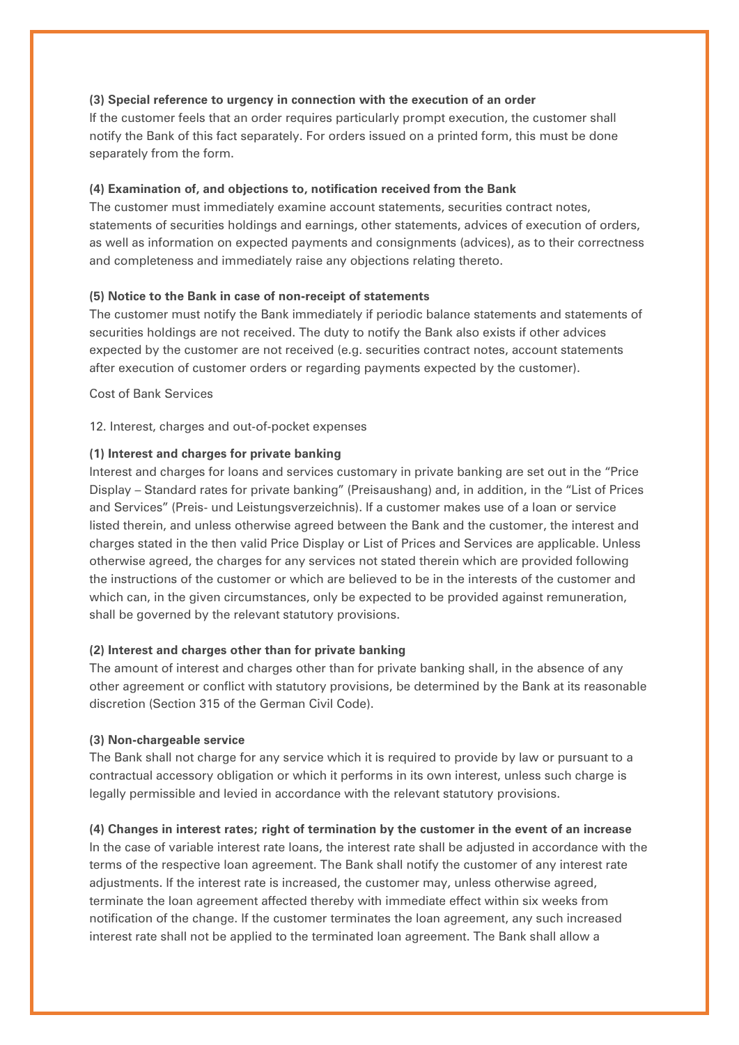**(3) Special reference to urgency in connection with the execution of an order**
If the customer feels that an order requires particularly prompt execution, the customer shall notify the Bank of this fact separately. For orders issued on a printed form, this must be done separately from the form.

**(4) Examination of, and objections to, notification received from the Bank**
The customer must immediately examine account statements, securities contract notes, statements of securities holdings and earnings, other statements, advices of execution of orders, as well as information on expected payments and consignments (advices), as to their correctness and completeness and immediately raise any objections relating thereto.

**(5) Notice to the Bank in case of non-receipt of statements**
The customer must notify the Bank immediately if periodic balance statements and statements of securities holdings are not received. The duty to notify the Bank also exists if other advices expected by the customer are not received (e.g. securities contract notes, account statements after execution of customer orders or regarding payments expected by the customer).

Cost of Bank Services

12. Interest, charges and out-of-pocket expenses

**(1) Interest and charges for private banking**
Interest and charges for loans and services customary in private banking are set out in the "Price Display – Standard rates for private banking" (Preisaushang) and, in addition, in the "List of Prices and Services" (Preis- und Leistungsverzeichnis). If a customer makes use of a loan or service listed therein, and unless otherwise agreed between the Bank and the customer, the interest and charges stated in the then valid Price Display or List of Prices and Services are applicable. Unless otherwise agreed, the charges for any services not stated therein which are provided following the instructions of the customer or which are believed to be in the interests of the customer and which can, in the given circumstances, only be expected to be provided against remuneration, shall be governed by the relevant statutory provisions.

**(2) Interest and charges other than for private banking**
The amount of interest and charges other than for private banking shall, in the absence of any other agreement or conflict with statutory provisions, be determined by the Bank at its reasonable discretion (Section 315 of the German Civil Code).

**(3) Non-chargeable service**
The Bank shall not charge for any service which it is required to provide by law or pursuant to a contractual accessory obligation or which it performs in its own interest, unless such charge is legally permissible and levied in accordance with the relevant statutory provisions.

**(4) Changes in interest rates; right of termination by the customer in the event of an increase**
In the case of variable interest rate loans, the interest rate shall be adjusted in accordance with the terms of the respective loan agreement. The Bank shall notify the customer of any interest rate adjustments. If the interest rate is increased, the customer may, unless otherwise agreed, terminate the loan agreement affected thereby with immediate effect within six weeks from notification of the change. If the customer terminates the loan agreement, any such increased interest rate shall not be applied to the terminated loan agreement. The Bank shall allow a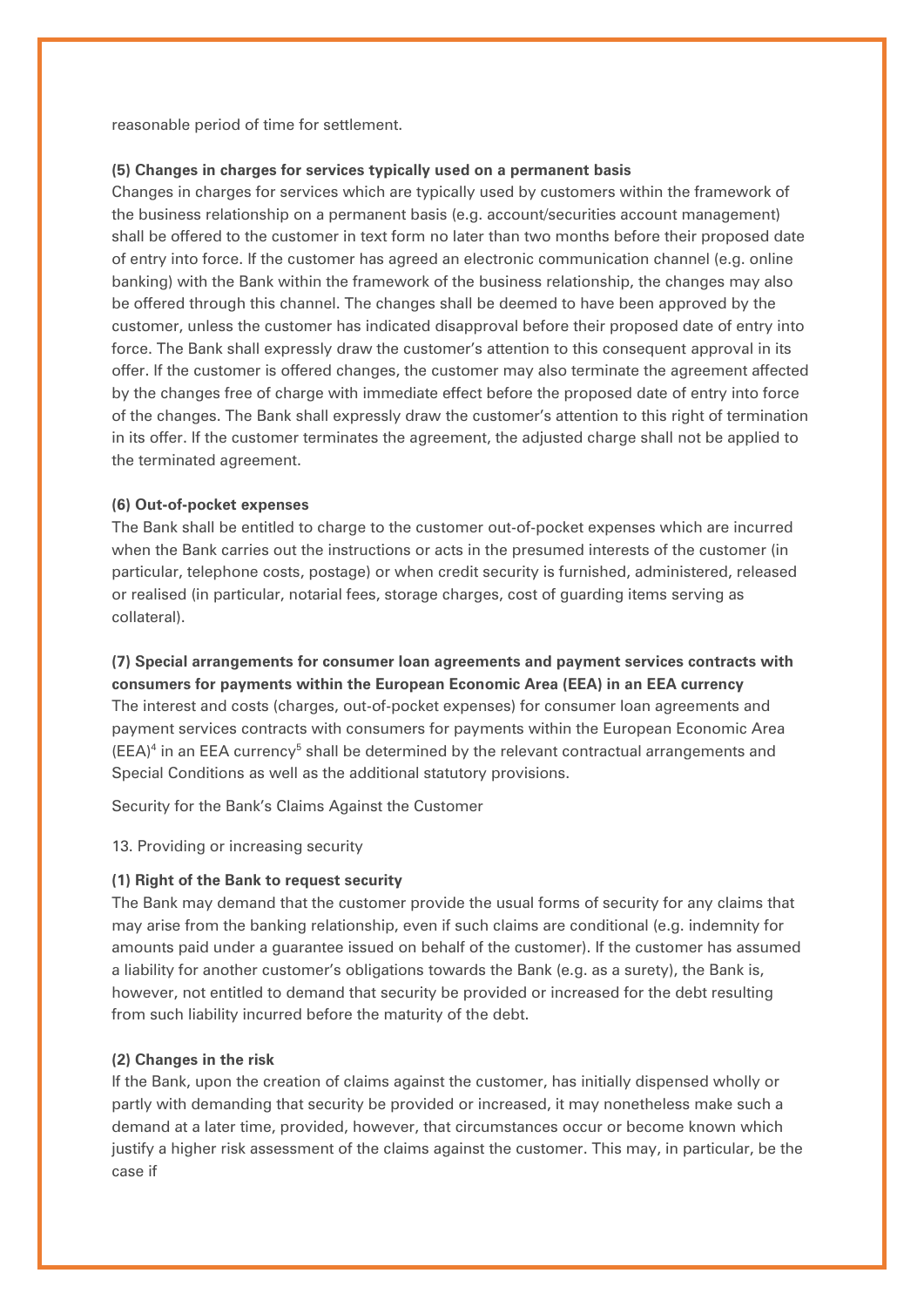reasonable period of time for settlement.

**(5) Changes in charges for services typically used on a permanent basis**

Changes in charges for services which are typically used by customers within the framework of the business relationship on a permanent basis (e.g. account/securities account management) shall be offered to the customer in text form no later than two months before their proposed date of entry into force. If the customer has agreed an electronic communication channel (e.g. online banking) with the Bank within the framework of the business relationship, the changes may also be offered through this channel. The changes shall be deemed to have been approved by the customer, unless the customer has indicated disapproval before their proposed date of entry into force. The Bank shall expressly draw the customer's attention to this consequent approval in its offer. If the customer is offered changes, the customer may also terminate the agreement affected by the changes free of charge with immediate effect before the proposed date of entry into force of the changes. The Bank shall expressly draw the customer's attention to this right of termination in its offer. If the customer terminates the agreement, the adjusted charge shall not be applied to the terminated agreement.

**(6) Out-of-pocket expenses**

The Bank shall be entitled to charge to the customer out-of-pocket expenses which are incurred when the Bank carries out the instructions or acts in the presumed interests of the customer (in particular, telephone costs, postage) or when credit security is furnished, administered, released or realised (in particular, notarial fees, storage charges, cost of guarding items serving as collateral).

**(7) Special arrangements for consumer loan agreements and payment services contracts with consumers for payments within the European Economic Area (EEA) in an EEA currency**

The interest and costs (charges, out-of-pocket expenses) for consumer loan agreements and payment services contracts with consumers for payments within the European Economic Area (EEA)[4] in an EEA currency[5] shall be determined by the relevant contractual arrangements and Special Conditions as well as the additional statutory provisions.

Security for the Bank's Claims Against the Customer

13. Providing or increasing security

**(1) Right of the Bank to request security**

The Bank may demand that the customer provide the usual forms of security for any claims that may arise from the banking relationship, even if such claims are conditional (e.g. indemnity for amounts paid under a guarantee issued on behalf of the customer). If the customer has assumed a liability for another customer's obligations towards the Bank (e.g. as a surety), the Bank is, however, not entitled to demand that security be provided or increased for the debt resulting from such liability incurred before the maturity of the debt.

**(2) Changes in the risk**

If the Bank, upon the creation of claims against the customer, has initially dispensed wholly or partly with demanding that security be provided or increased, it may nonetheless make such a demand at a later time, provided, however, that circumstances occur or become known which justify a higher risk assessment of the claims against the customer. This may, in particular, be the case if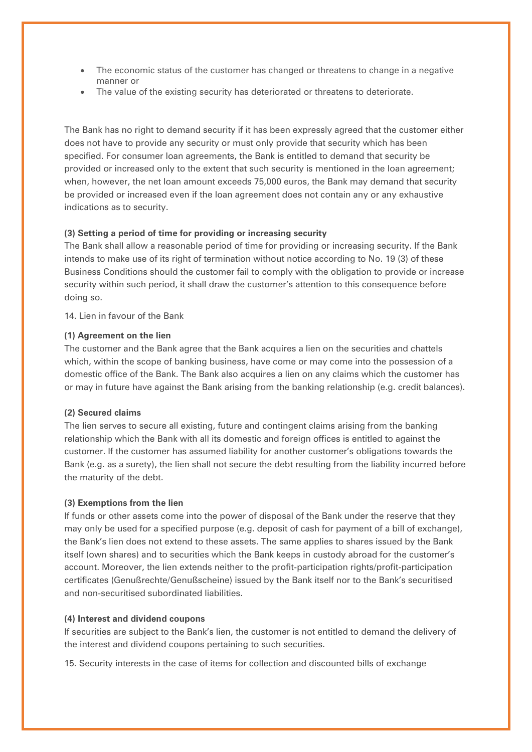- The economic status of the customer has changed or threatens to change in a negative manner or
- The value of the existing security has deteriorated or threatens to deteriorate.

The Bank has no right to demand security if it has been expressly agreed that the customer either does not have to provide any security or must only provide that security which has been specified. For consumer loan agreements, the Bank is entitled to demand that security be provided or increased only to the extent that such security is mentioned in the loan agreement; when, however, the net loan amount exceeds 75,000 euros, the Bank may demand that security be provided or increased even if the loan agreement does not contain any or any exhaustive indications as to security.

**(3) Setting a period of time for providing or increasing security**

The Bank shall allow a reasonable period of time for providing or increasing security. If the Bank intends to make use of its right of termination without notice according to No. 19 (3) of these Business Conditions should the customer fail to comply with the obligation to provide or increase security within such period, it shall draw the customer's attention to this consequence before doing so.

14. Lien in favour of the Bank

**(1) Agreement on the lien**

The customer and the Bank agree that the Bank acquires a lien on the securities and chattels which, within the scope of banking business, have come or may come into the possession of a domestic office of the Bank. The Bank also acquires a lien on any claims which the customer has or may in future have against the Bank arising from the banking relationship (e.g. credit balances).

**(2) Secured claims**

The lien serves to secure all existing, future and contingent claims arising from the banking relationship which the Bank with all its domestic and foreign offices is entitled to against the customer. If the customer has assumed liability for another customer's obligations towards the Bank (e.g. as a surety), the lien shall not secure the debt resulting from the liability incurred before the maturity of the debt.

**(3) Exemptions from the lien**

If funds or other assets come into the power of disposal of the Bank under the reserve that they may only be used for a specified purpose (e.g. deposit of cash for payment of a bill of exchange), the Bank's lien does not extend to these assets. The same applies to shares issued by the Bank itself (own shares) and to securities which the Bank keeps in custody abroad for the customer's account. Moreover, the lien extends neither to the profit-participation rights/profit-participation certificates (Genußrechte/Genußscheine) issued by the Bank itself nor to the Bank's securitised and non-securitised subordinated liabilities.

**(4) Interest and dividend coupons**

If securities are subject to the Bank's lien, the customer is not entitled to demand the delivery of the interest and dividend coupons pertaining to such securities.

15. Security interests in the case of items for collection and discounted bills of exchange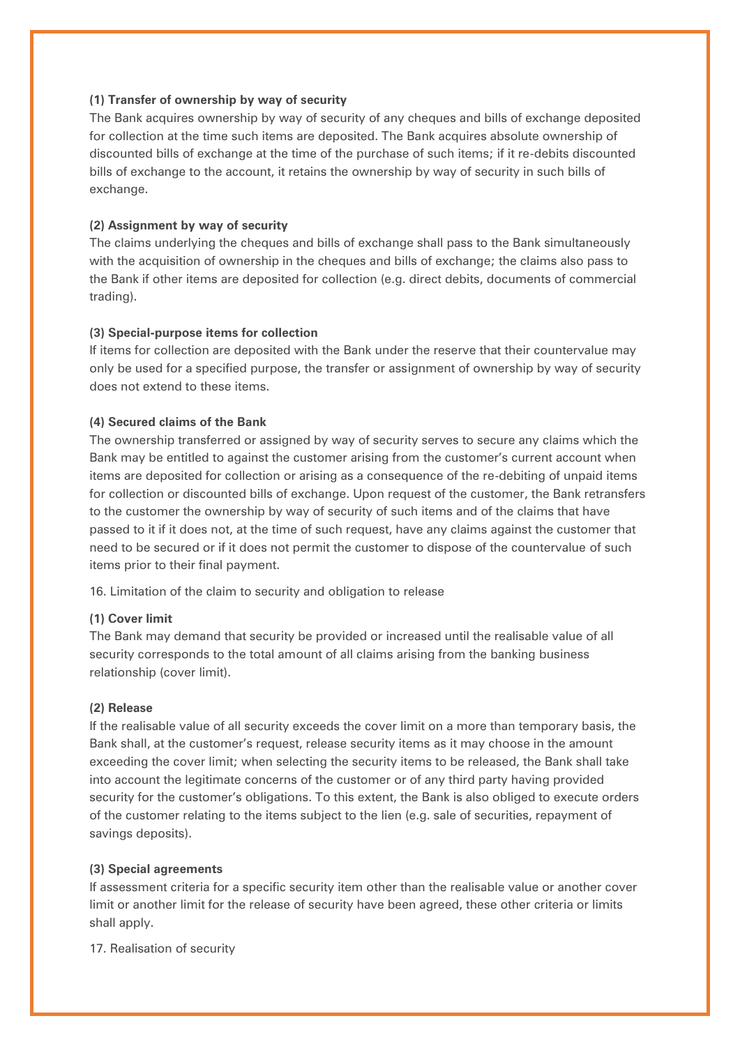**(1) Transfer of ownership by way of security**

The Bank acquires ownership by way of security of any cheques and bills of exchange deposited for collection at the time such items are deposited. The Bank acquires absolute ownership of discounted bills of exchange at the time of the purchase of such items; if it re-debits discounted bills of exchange to the account, it retains the ownership by way of security in such bills of exchange.

**(2) Assignment by way of security**

The claims underlying the cheques and bills of exchange shall pass to the Bank simultaneously with the acquisition of ownership in the cheques and bills of exchange; the claims also pass to the Bank if other items are deposited for collection (e.g. direct debits, documents of commercial trading).

**(3) Special-purpose items for collection**

If items for collection are deposited with the Bank under the reserve that their countervalue may only be used for a specified purpose, the transfer or assignment of ownership by way of security does not extend to these items.

**(4) Secured claims of the Bank**

The ownership transferred or assigned by way of security serves to secure any claims which the Bank may be entitled to against the customer arising from the customer's current account when items are deposited for collection or arising as a consequence of the re-debiting of unpaid items for collection or discounted bills of exchange. Upon request of the customer, the Bank retransfers to the customer the ownership by way of security of such items and of the claims that have passed to it if it does not, at the time of such request, have any claims against the customer that need to be secured or if it does not permit the customer to dispose of the countervalue of such items prior to their final payment.

16. Limitation of the claim to security and obligation to release

**(1) Cover limit**

The Bank may demand that security be provided or increased until the realisable value of all security corresponds to the total amount of all claims arising from the banking business relationship (cover limit).

**(2) Release**

If the realisable value of all security exceeds the cover limit on a more than temporary basis, the Bank shall, at the customer's request, release security items as it may choose in the amount exceeding the cover limit; when selecting the security items to be released, the Bank shall take into account the legitimate concerns of the customer or of any third party having provided security for the customer's obligations. To this extent, the Bank is also obliged to execute orders of the customer relating to the items subject to the lien (e.g. sale of securities, repayment of savings deposits).

**(3) Special agreements**

If assessment criteria for a specific security item other than the realisable value or another cover limit or another limit for the release of security have been agreed, these other criteria or limits shall apply.

17. Realisation of security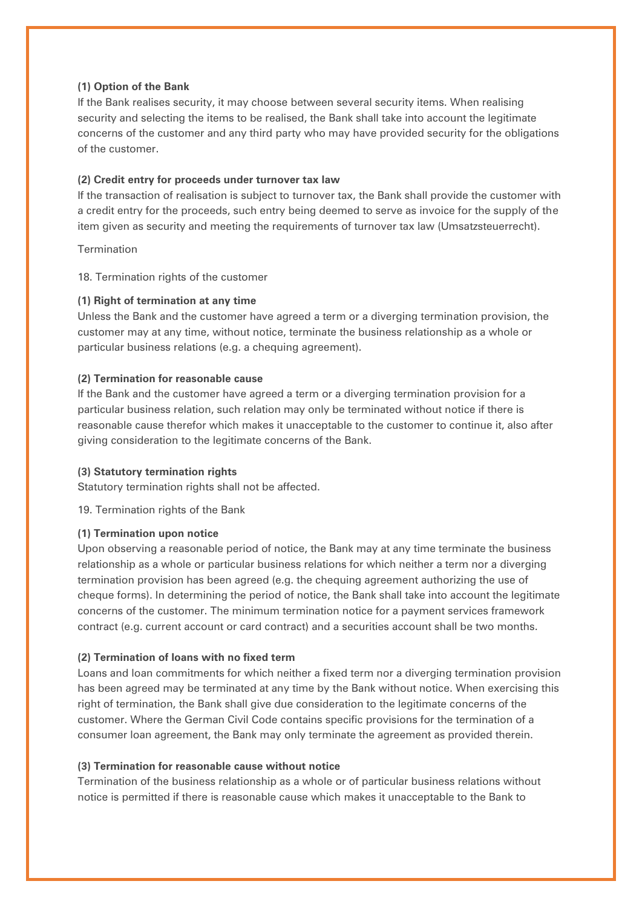**(1) Option of the Bank**

If the Bank realises security, it may choose between several security items. When realising security and selecting the items to be realised, the Bank shall take into account the legitimate concerns of the customer and any third party who may have provided security for the obligations of the customer.

**(2) Credit entry for proceeds under turnover tax law**

If the transaction of realisation is subject to turnover tax, the Bank shall provide the customer with a credit entry for the proceeds, such entry being deemed to serve as invoice for the supply of the item given as security and meeting the requirements of turnover tax law (Umsatzsteuerrecht).

Termination

18. Termination rights of the customer

**(1) Right of termination at any time**

Unless the Bank and the customer have agreed a term or a diverging termination provision, the customer may at any time, without notice, terminate the business relationship as a whole or particular business relations (e.g. a chequing agreement).

**(2) Termination for reasonable cause**

If the Bank and the customer have agreed a term or a diverging termination provision for a particular business relation, such relation may only be terminated without notice if there is reasonable cause therefor which makes it unacceptable to the customer to continue it, also after giving consideration to the legitimate concerns of the Bank.

**(3) Statutory termination rights**

Statutory termination rights shall not be affected.

19. Termination rights of the Bank

**(1) Termination upon notice**

Upon observing a reasonable period of notice, the Bank may at any time terminate the business relationship as a whole or particular business relations for which neither a term nor a diverging termination provision has been agreed (e.g. the chequing agreement authorizing the use of cheque forms). In determining the period of notice, the Bank shall take into account the legitimate concerns of the customer. The minimum termination notice for a payment services framework contract (e.g. current account or card contract) and a securities account shall be two months.

**(2) Termination of loans with no fixed term**

Loans and loan commitments for which neither a fixed term nor a diverging termination provision has been agreed may be terminated at any time by the Bank without notice. When exercising this right of termination, the Bank shall give due consideration to the legitimate concerns of the customer. Where the German Civil Code contains specific provisions for the termination of a consumer loan agreement, the Bank may only terminate the agreement as provided therein.

**(3) Termination for reasonable cause without notice**

Termination of the business relationship as a whole or of particular business relations without notice is permitted if there is reasonable cause which makes it unacceptable to the Bank to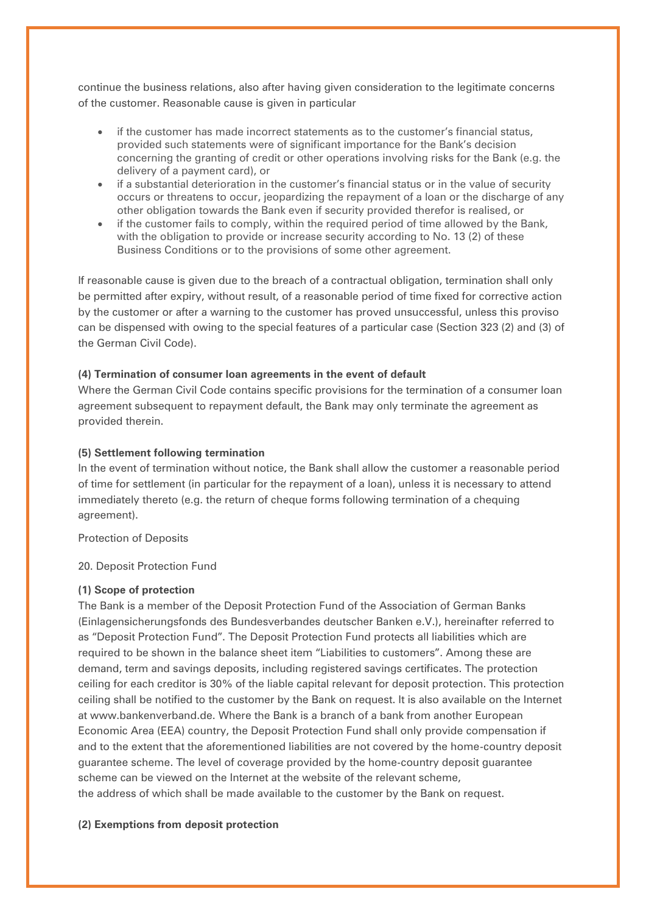continue the business relations, also after having given consideration to the legitimate concerns of the customer. Reasonable cause is given in particular

- if the customer has made incorrect statements as to the customer's financial status, provided such statements were of significant importance for the Bank's decision concerning the granting of credit or other operations involving risks for the Bank (e.g. the delivery of a payment card), or
- if a substantial deterioration in the customer's financial status or in the value of security occurs or threatens to occur, jeopardizing the repayment of a loan or the discharge of any other obligation towards the Bank even if security provided therefor is realised, or
- if the customer fails to comply, within the required period of time allowed by the Bank, with the obligation to provide or increase security according to No. 13 (2) of these Business Conditions or to the provisions of some other agreement.

If reasonable cause is given due to the breach of a contractual obligation, termination shall only be permitted after expiry, without result, of a reasonable period of time fixed for corrective action by the customer or after a warning to the customer has proved unsuccessful, unless this proviso can be dispensed with owing to the special features of a particular case (Section 323 (2) and (3) of the German Civil Code).

**(4) Termination of consumer loan agreements in the event of default**
Where the German Civil Code contains specific provisions for the termination of a consumer loan agreement subsequent to repayment default, the Bank may only terminate the agreement as provided therein.

**(5) Settlement following termination**
In the event of termination without notice, the Bank shall allow the customer a reasonable period of time for settlement (in particular for the repayment of a loan), unless it is necessary to attend immediately thereto (e.g. the return of cheque forms following termination of a chequing agreement).

Protection of Deposits

20. Deposit Protection Fund

**(1) Scope of protection**
The Bank is a member of the Deposit Protection Fund of the Association of German Banks (Einlagensicherungsfonds des Bundesverbandes deutscher Banken e.V.), hereinafter referred to as "Deposit Protection Fund". The Deposit Protection Fund protects all liabilities which are required to be shown in the balance sheet item "Liabilities to customers". Among these are demand, term and savings deposits, including registered savings certificates. The protection ceiling for each creditor is 30% of the liable capital relevant for deposit protection. This protection ceiling shall be notified to the customer by the Bank on request. It is also available on the Internet at www.bankenverband.de. Where the Bank is a branch of a bank from another European Economic Area (EEA) country, the Deposit Protection Fund shall only provide compensation if and to the extent that the aforementioned liabilities are not covered by the home-country deposit guarantee scheme. The level of coverage provided by the home-country deposit guarantee scheme can be viewed on the Internet at the website of the relevant scheme, the address of which shall be made available to the customer by the Bank on request.

**(2) Exemptions from deposit protection**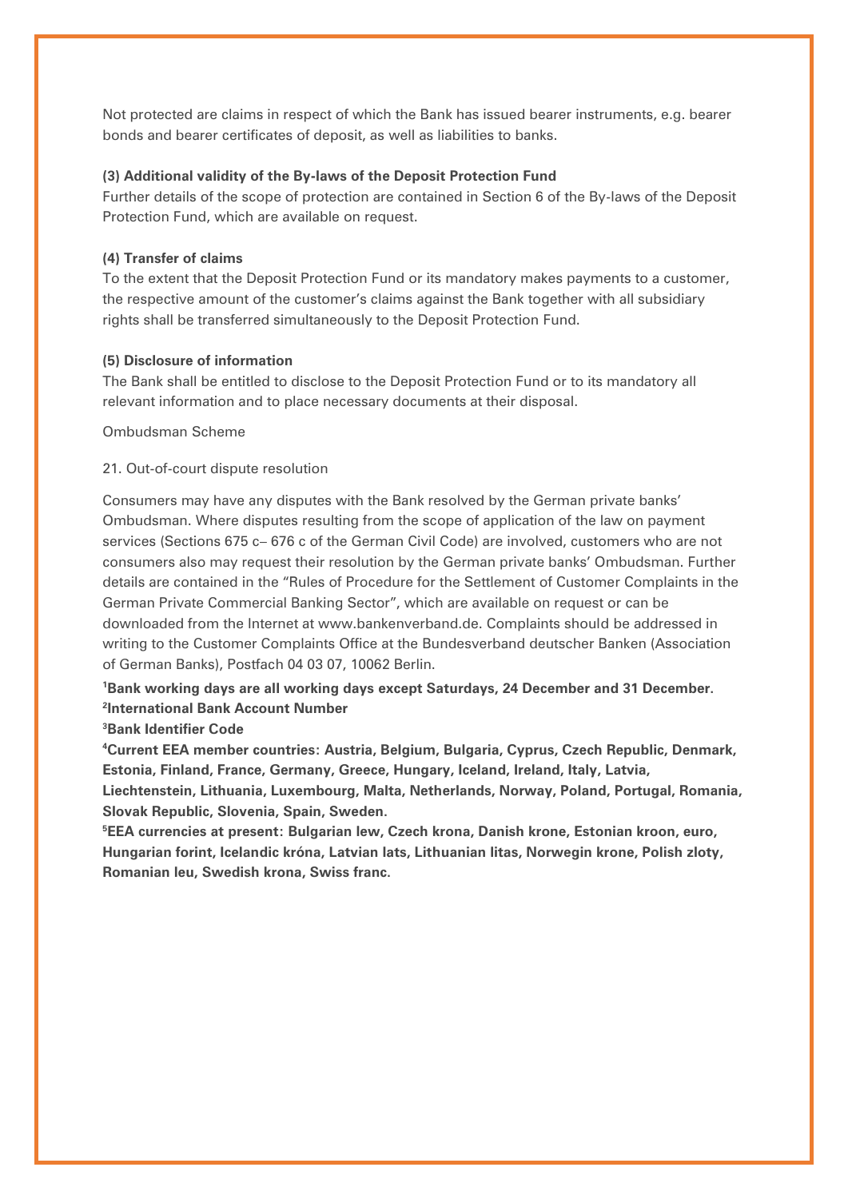Not protected are claims in respect of which the Bank has issued bearer instruments, e.g. bearer bonds and bearer certificates of deposit, as well as liabilities to banks.

**(3) Additional validity of the By-laws of the Deposit Protection Fund**

Further details of the scope of protection are contained in Section 6 of the By-laws of the Deposit Protection Fund, which are available on request.

**(4) Transfer of claims**

To the extent that the Deposit Protection Fund or its mandatory makes payments to a customer, the respective amount of the customer's claims against the Bank together with all subsidiary rights shall be transferred simultaneously to the Deposit Protection Fund.

**(5) Disclosure of information**

The Bank shall be entitled to disclose to the Deposit Protection Fund or to its mandatory all relevant information and to place necessary documents at their disposal.

Ombudsman Scheme

21. Out-of-court dispute resolution

Consumers may have any disputes with the Bank resolved by the German private banks' Ombudsman. Where disputes resulting from the scope of application of the law on payment services (Sections 675 c– 676 c of the German Civil Code) are involved, customers who are not consumers also may request their resolution by the German private banks' Ombudsman. Further details are contained in the "Rules of Procedure for the Settlement of Customer Complaints in the German Private Commercial Banking Sector", which are available on request or can be downloaded from the Internet at www.bankenverband.de. Complaints should be addressed in writing to the Customer Complaints Office at the Bundesverband deutscher Banken (Association of German Banks), Postfach 04 03 07, 10062 Berlin.

**[1]Bank working days are all working days except Saturdays, 24 December and 31 December.**
**[2]International Bank Account Number**
**[3]Bank Identifier Code**
**[4]Current EEA member countries: Austria, Belgium, Bulgaria, Cyprus, Czech Republic, Denmark, Estonia, Finland, France, Germany, Greece, Hungary, Iceland, Ireland, Italy, Latvia, Liechtenstein, Lithuania, Luxembourg, Malta, Netherlands, Norway, Poland, Portugal, Romania, Slovak Republic, Slovenia, Spain, Sweden.**
**[5]EEA currencies at present: Bulgarian lew, Czech krona, Danish krone, Estonian kroon, euro, Hungarian forint, Icelandic króna, Latvian lats, Lithuanian litas, Norwegin krone, Polish zloty, Romanian leu, Swedish krona, Swiss franc.**